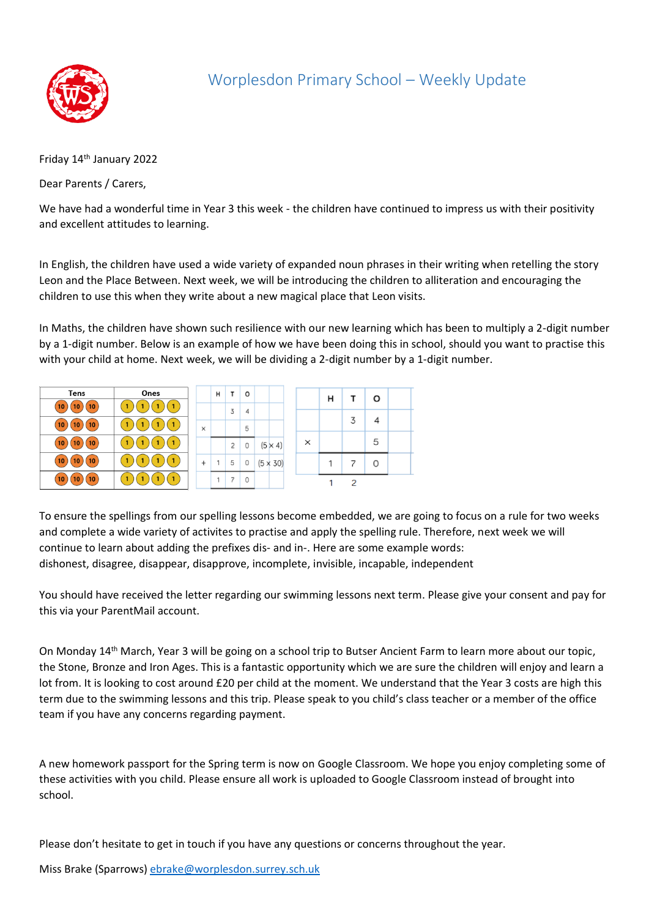# Worplesdon Primary School – Weekly Update

Friday 14th January 2022

Dear Parents / Carers,

We have had a wonderful time in Year 3 this week - the children have continued to impress us with their positivity and excellent attitudes to learning.

In English, the children have used a wide variety of expanded noun phrases in their writing when retelling the story Leon and the Place Between. Next week, we will be introducing the children to alliteration and encouraging the children to use this when they write about a new magical place that Leon visits.

In Maths, the children have shown such resilience with our new learning which has been to multiply a 2-digit number by a 1-digit number. Below is an example of how we have been doing this in school, should you want to practise this with your child at home. Next week, we will be dividing a 2-digit number by a 1-digit number.

| Tens | Ones |
|---|---|
| 10 10 10 | 1 1 1 1 |
| 10 10 10 | 1 1 1 1 |
| 10 10 10 | 1 1 1 1 |
| 10 10 10 | 1 1 1 1 |
| 10 10 10 | 1 1 1 1 |

| | H | T | O | |
|---|---|---|---|---|
| | | 3 | 4 | |
| × | | | 5 | |
| | | 2 | 0 | (5 × 4) |
| + | 1 | 5 | 0 | (5 × 30) |
| | 1 | 7 | 0 | |

| | H | T | O | |
|---|---|---|---|---|
| | | 3 | 4 | |
| × | | | 5 | |
| | 1 | 7 | 0 | |
| | 1 | 2 | | |

To ensure the spellings from our spelling lessons become embedded, we are going to focus on a rule for two weeks and complete a wide variety of activites to practise and apply the spelling rule. Therefore, next week we will continue to learn about adding the prefixes dis- and in-. Here are some example words:
dishonest, disagree, disappear, disapprove, incomplete, invisible, incapable, independent

You should have received the letter regarding our swimming lessons next term. Please give your consent and pay for this via your ParentMail account.

On Monday 14th March, Year 3 will be going on a school trip to Butser Ancient Farm to learn more about our topic, the Stone, Bronze and Iron Ages. This is a fantastic opportunity which we are sure the children will enjoy and learn a lot from. It is looking to cost around £20 per child at the moment. We understand that the Year 3 costs are high this term due to the swimming lessons and this trip. Please speak to you child's class teacher or a member of the office team if you have any concerns regarding payment.

A new homework passport for the Spring term is now on Google Classroom. We hope you enjoy completing some of these activities with you child. Please ensure all work is uploaded to Google Classroom instead of brought into school.

Please don't hesitate to get in touch if you have any questions or concerns throughout the year.

Miss Brake (Sparrows) ebrake@worplesdon.surrey.sch.uk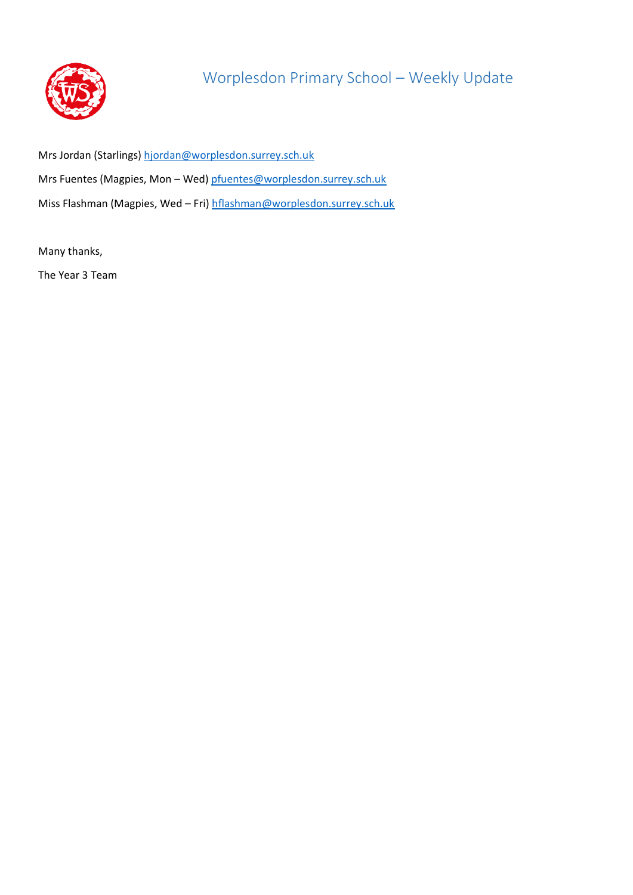Mrs Jordan (Starlings) hjordan@worplesdon.surrey.sch.uk

Mrs Fuentes (Magpies, Mon – Wed) pfuentes@worplesdon.surrey.sch.uk

Miss Flashman (Magpies, Wed – Fri) hflashman@worplesdon.surrey.sch.uk

Many thanks,

The Year 3 Team